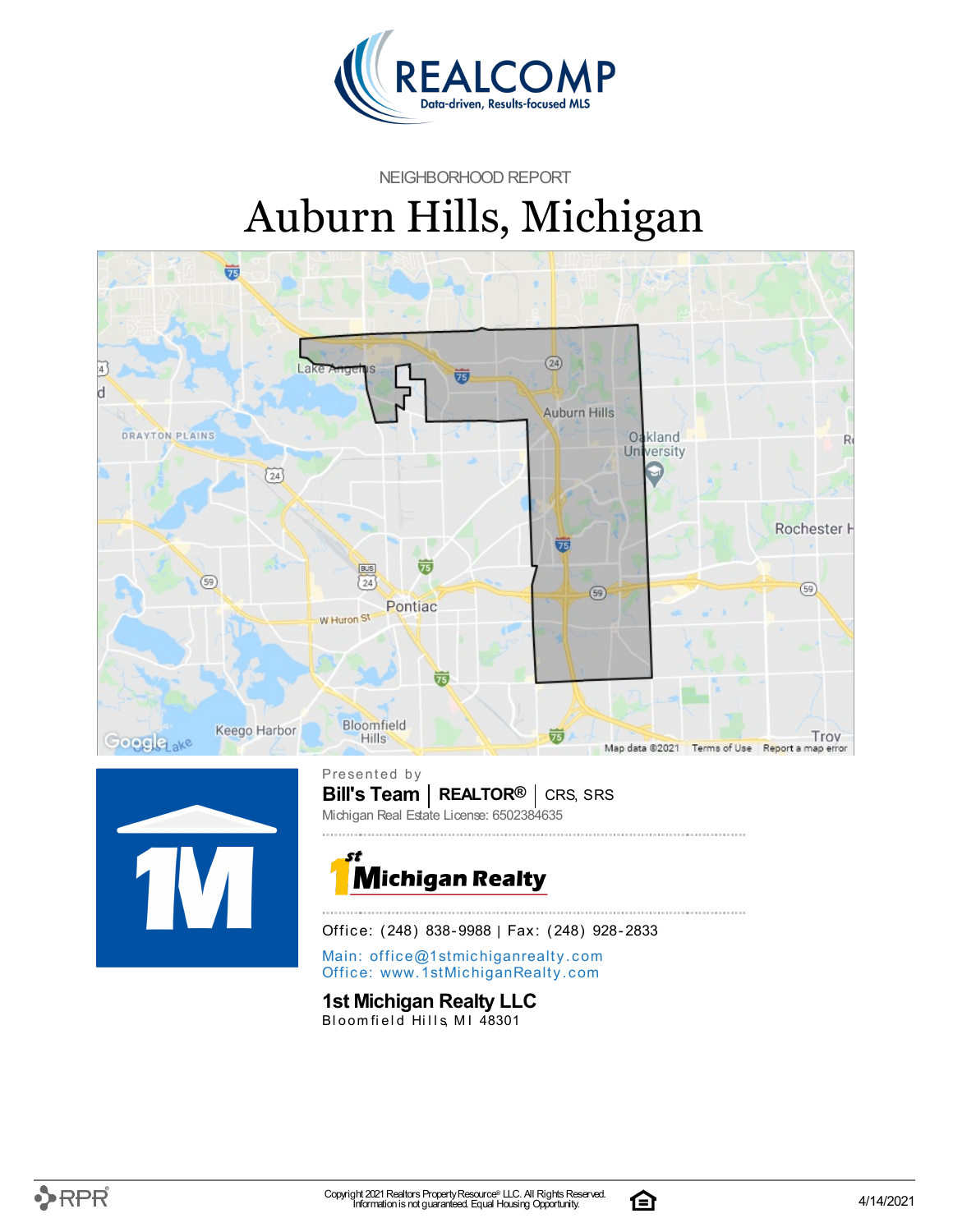REALCOMP

Data-driven, Results-focused MLS

NEIGHBORHOOD REPORT

# Auburn Hills, Michigan

Presented by

**Bill's Team** | **REALTOR®** | CRS, SRS

Michigan Real Estate License: 6502384635

1st Michigan Realty

Office: (248) 838-9988 | Fax: (248) 928-2833

Main: office@1stmichiganrealty.com

Office: www.1stMichiganRealty.com

**1st Michigan Realty LLC**

Bloomfield Hills, MI 48301

Copyright 2021 Realtors Property Resource® LLC. All Rights Reserved.
Information is not guaranteed. Equal Housing Opportunity.

4/14/2021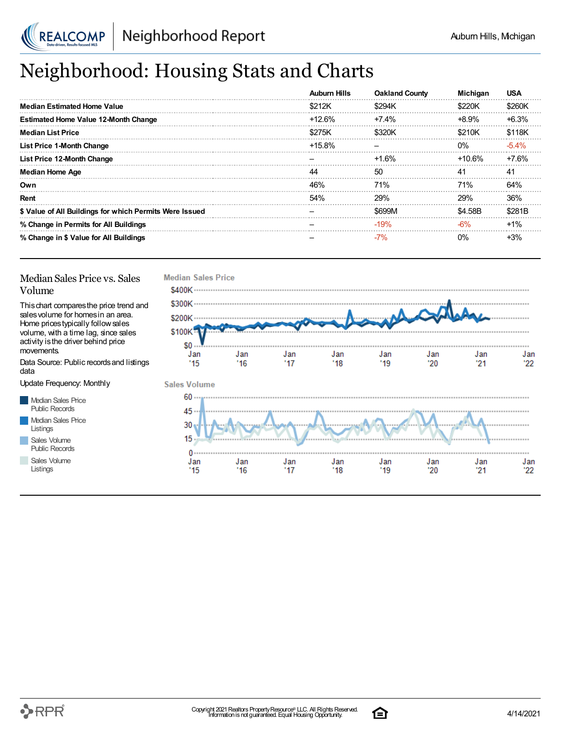# Neighborhood: Housing Stats and Charts

| | Auburn Hills | Oakland County | Michigan | USA |
|---|---|---|---|---|
| **Median Estimated Home Value** | $212K | $294K | $220K | $260K |
| **Estimated Home Value 12-Month Change** | +12.6% | +7.4% | +8.9% | +6.3% |
| **Median List Price** | $275K | $320K | $210K | $118K |
| **List Price 1-Month Change** | +15.8% | – | 0% | -5.4% |
| **List Price 12-Month Change** | – | +1.6% | +10.6% | +7.6% |
| **Median Home Age** | 44 | 50 | 41 | 41 |
| **Own** | 46% | 71% | 71% | 64% |
| **Rent** | 54% | 29% | 29% | 36% |
| **$ Value of All Buildings for which Permits Were Issued** | – | $699M | $4.58B | $281B |
| **% Change in Permits for All Buildings** | – | -19% | -6% | +1% |
| **% Change in $ Value for All Buildings** | – | -7% | 0% | +3% |

## Median Sales Price vs. Sales Volume

This chart compares the price trend and sales volume for homes in an area. Home prices typically follow sales volume, with a time lag, since sales activity is the driver behind price movements.

Data Source: Public records and listings data

Update Frequency: Monthly

- Median Sales Price Public Records
- Median Sales Price Listings
- Sales Volume Public Records
- Sales Volume Listings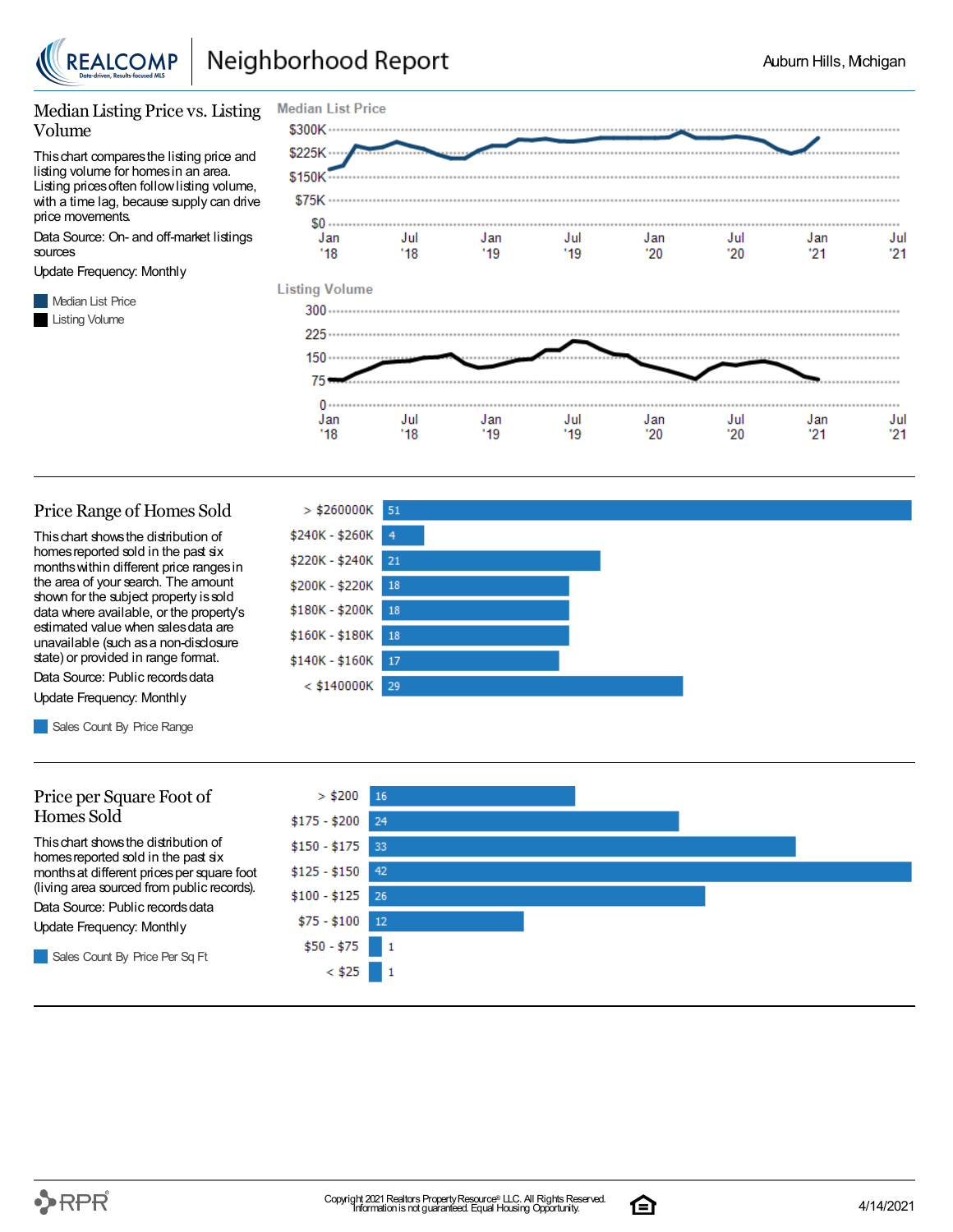## Median Listing Price vs. Listing Volume

This chart compares the listing price and listing volume for homes in an area. Listing prices often follow listing volume, with a time lag, because supply can drive price movements.

Data Source: On- and off-market listings sources

Update Frequency: Monthly

- Median List Price
- Listing Volume

**Median List Price**

$300K, $225K, $150K, $75K, $0

Jan '18, Jul '18, Jan '19, Jul '19, Jan '20, Jul '20, Jan '21, Jul '21

**Listing Volume**

300, 225, 150, 75, 0

Jan '18, Jul '18, Jan '19, Jul '19, Jan '20, Jul '20, Jan '21, Jul '21

## Price Range of Homes Sold

This chart shows the distribution of homes reported sold in the past six months within different price ranges in the area of your search. The amount shown for the subject property is sold data where available, or the property's estimated value when sales data are unavailable (such as a non-disclosure state) or provided in range format.

Data Source: Public records data

Update Frequency: Monthly

- Sales Count By Price Range

| Price Range | Sales Count |
|---|---|
| > $260000K | 51 |
| $240K - $260K | 4 |
| $220K - $240K | 21 |
| $200K - $220K | 18 |
| $180K - $200K | 18 |
| $160K - $180K | 18 |
| $140K - $160K | 17 |
| < $140000K | 29 |

## Price per Square Foot of Homes Sold

This chart shows the distribution of homes reported sold in the past six months at different prices per square foot (living area sourced from public records).

Data Source: Public records data

Update Frequency: Monthly

- Sales Count By Price Per Sq Ft

| Price per Sq Ft | Sales Count |
|---|---|
| > $200 | 16 |
| $175 - $200 | 24 |
| $150 - $175 | 33 |
| $125 - $150 | 42 |
| $100 - $125 | 26 |
| $75 - $100 | 12 |
| $50 - $75 | 1 |
| < $25 | 1 |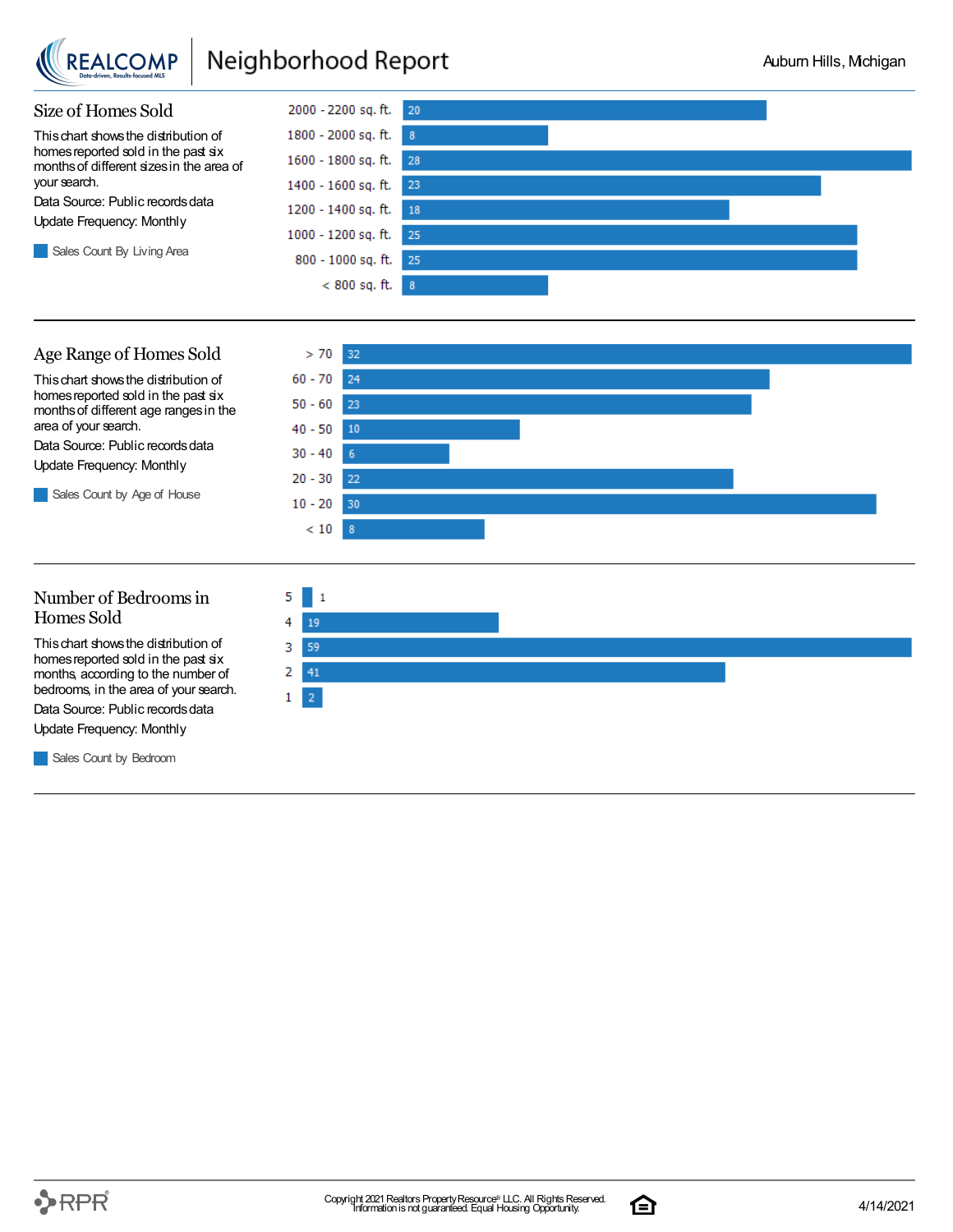# Neighborhood Report

Auburn Hills, Michigan

## Size of Homes Sold

This chart shows the distribution of homes reported sold in the past six months of different sizes in the area of your search.

Data Source: Public records data

Update Frequency: Monthly

Sales Count By Living Area

| Living Area | Sales Count |
|---|---|
| 2000 - 2200 sq. ft. | 20 |
| 1800 - 2000 sq. ft. | 8 |
| 1600 - 1800 sq. ft. | 28 |
| 1400 - 1600 sq. ft. | 23 |
| 1200 - 1400 sq. ft. | 18 |
| 1000 - 1200 sq. ft. | 25 |
| 800 - 1000 sq. ft. | 25 |
| < 800 sq. ft. | 8 |

## Age Range of Homes Sold

This chart shows the distribution of homes reported sold in the past six months of different age ranges in the area of your search.

Data Source: Public records data

Update Frequency: Monthly

Sales Count by Age of House

| Age of House | Sales Count |
|---|---|
| > 70 | 32 |
| 60 - 70 | 24 |
| 50 - 60 | 23 |
| 40 - 50 | 10 |
| 30 - 40 | 6 |
| 20 - 30 | 22 |
| 10 - 20 | 30 |
| < 10 | 8 |

## Number of Bedrooms in Homes Sold

This chart shows the distribution of homes reported sold in the past six months, according to the number of bedrooms, in the area of your search.

Data Source: Public records data

Update Frequency: Monthly

Sales Count by Bedroom

| Bedrooms | Sales Count |
|---|---|
| 5 | 1 |
| 4 | 19 |
| 3 | 59 |
| 2 | 41 |
| 1 | 2 |

Copyright 2021 Realtors Property Resource® LLC. All Rights Reserved. Information is not guaranteed. Equal Housing Opportunity.

4/14/2021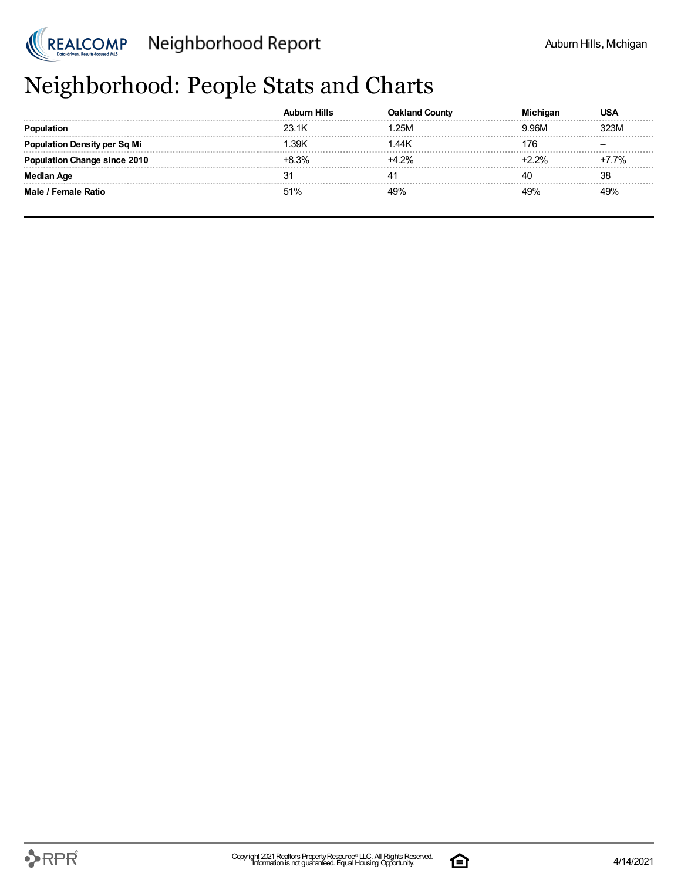# Neighborhood: People Stats and Charts

| | Auburn Hills | Oakland County | Michigan | USA |
|---|---|---|---|---|
| **Population** | 23.1K | 1.25M | 9.96M | 323M |
| **Population Density per Sq Mi** | 1.39K | 1.44K | 176 | – |
| **Population Change since 2010** | +8.3% | +4.2% | +2.2% | +7.7% |
| **Median Age** | 31 | 41 | 40 | 38 |
| **Male / Female Ratio** | 51% | 49% | 49% | 49% |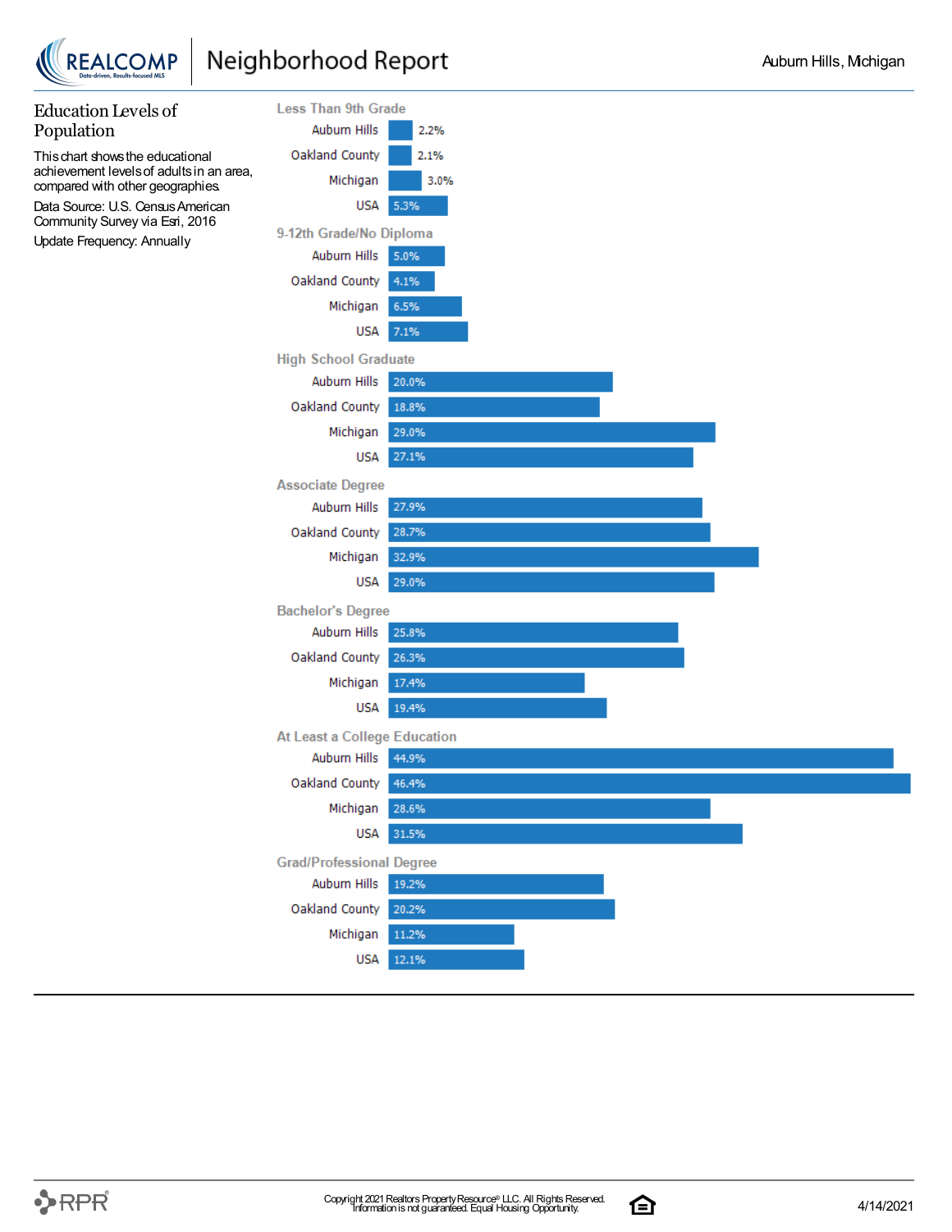## Education Levels of Population

This chart shows the educational achievement levels of adults in an area, compared with other geographies.

Data Source: U.S. Census American Community Survey via Esri, 2016

Update Frequency: Annually

| Education Level | Auburn Hills | Oakland County | Michigan | USA |
|---|---|---|---|---|
| Less Than 9th Grade | 2.2% | 2.1% | 3.0% | 5.3% |
| 9-12th Grade/No Diploma | 5.0% | 4.1% | 6.5% | 7.1% |
| High School Graduate | 20.0% | 18.8% | 29.0% | 27.1% |
| Associate Degree | 27.9% | 28.7% | 32.9% | 29.0% |
| Bachelor's Degree | 25.8% | 26.3% | 17.4% | 19.4% |
| At Least a College Education | 44.9% | 46.4% | 28.6% | 31.5% |
| Grad/Professional Degree | 19.2% | 20.2% | 11.2% | 12.1% |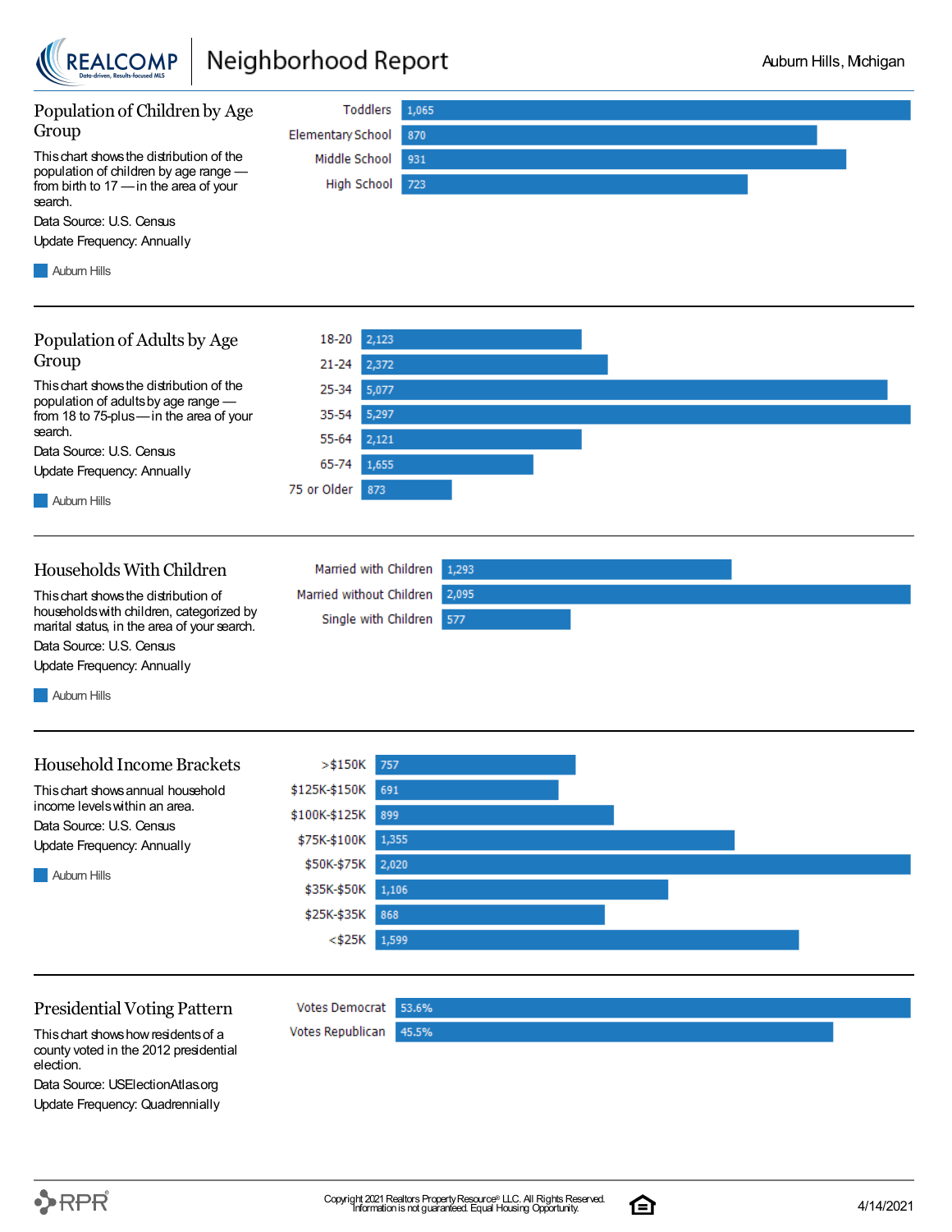## Population of Children by Age Group

This chart shows the distribution of the population of children by age range — from birth to 17 — in the area of your search.

Data Source: U.S. Census

Update Frequency: Annually

| Age Group | Auburn Hills |
|---|---|
| Toddlers | 1,065 |
| Elementary School | 870 |
| Middle School | 931 |
| High School | 723 |

## Population of Adults by Age Group

This chart shows the distribution of the population of adults by age range — from 18 to 75-plus — in the area of your search.

Data Source: U.S. Census

Update Frequency: Annually

| Age Group | Auburn Hills |
|---|---|
| 18-20 | 2,123 |
| 21-24 | 2,372 |
| 25-34 | 5,077 |
| 35-54 | 5,297 |
| 55-64 | 2,121 |
| 65-74 | 1,655 |
| 75 or Older | 873 |

## Households With Children

This chart shows the distribution of households with children, categorized by marital status, in the area of your search.

Data Source: U.S. Census

Update Frequency: Annually

| Household Type | Auburn Hills |
|---|---|
| Married with Children | 1,293 |
| Married without Children | 2,095 |
| Single with Children | 577 |

## Household Income Brackets

This chart shows annual household income levels within an area.

Data Source: U.S. Census

Update Frequency: Annually

| Income Bracket | Auburn Hills |
|---|---|
| >$150K | 757 |
| $125K-$150K | 691 |
| $100K-$125K | 899 |
| $75K-$100K | 1,355 |
| $50K-$75K | 2,020 |
| $35K-$50K | 1,106 |
| $25K-$35K | 868 |
| <$25K | 1,599 |

## Presidential Voting Pattern

This chart shows how residents of a county voted in the 2012 presidential election.

Data Source: USElectionAtlas.org

Update Frequency: Quadrennially

| Vote | Share |
|---|---|
| Votes Democrat | 53.6% |
| Votes Republican | 45.5% |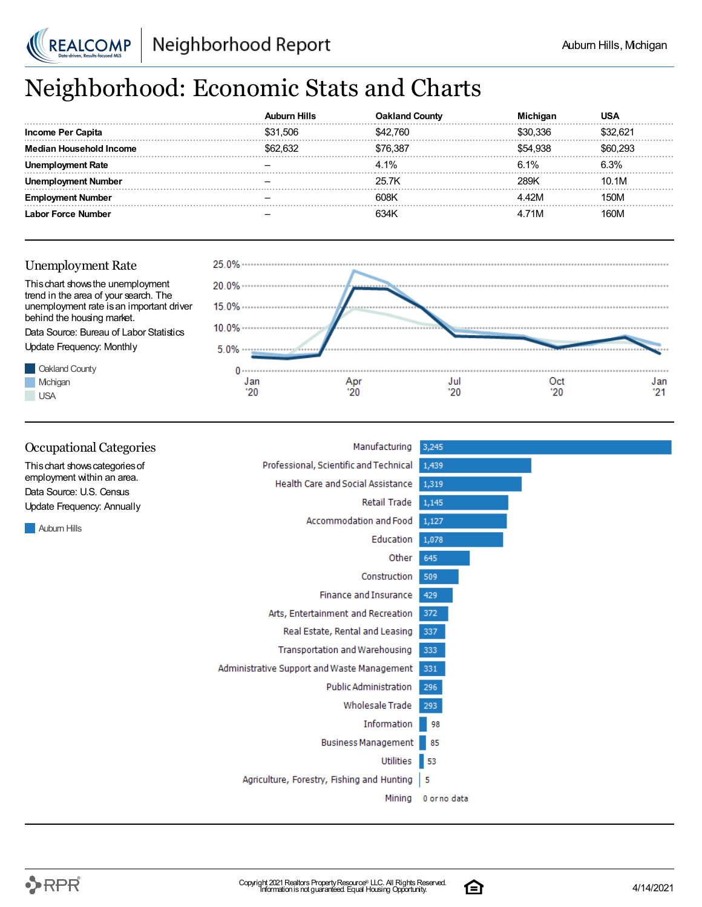# Neighborhood: Economic Stats and Charts

| | Auburn Hills | Oakland County | Michigan | USA |
|---|---|---|---|---|
| **Income Per Capita** | $31,506 | $42,760 | $30,336 | $32,621 |
| **Median Household Income** | $62,632 | $76,387 | $54,938 | $60,293 |
| **Unemployment Rate** | – | 4.1% | 6.1% | 6.3% |
| **Unemployment Number** | – | 25.7K | 289K | 10.1M |
| **Employment Number** | – | 608K | 4.42M | 150M |
| **Labor Force Number** | – | 634K | 4.71M | 160M |

## Unemployment Rate

This chart shows the unemployment trend in the area of your search. The unemployment rate is an important driver behind the housing market.

Data Source: Bureau of Labor Statistics

Update Frequency: Monthly

Oakland County

Michigan

USA

## Occupational Categories

This chart shows categories of employment within an area.

Data Source: U.S. Census

Update Frequency: Annually

Auburn Hills

| Category | Auburn Hills |
|---|---|
| Manufacturing | 3,245 |
| Professional, Scientific and Technical | 1,439 |
| Health Care and Social Assistance | 1,319 |
| Retail Trade | 1,145 |
| Accommodation and Food | 1,127 |
| Education | 1,078 |
| Other | 645 |
| Construction | 509 |
| Finance and Insurance | 429 |
| Arts, Entertainment and Recreation | 372 |
| Real Estate, Rental and Leasing | 337 |
| Transportation and Warehousing | 333 |
| Administrative Support and Waste Management | 331 |
| Public Administration | 296 |
| Wholesale Trade | 293 |
| Information | 98 |
| Business Management | 85 |
| Utilities | 53 |
| Agriculture, Forestry, Fishing and Hunting | 5 |
| Mining | 0 or no data |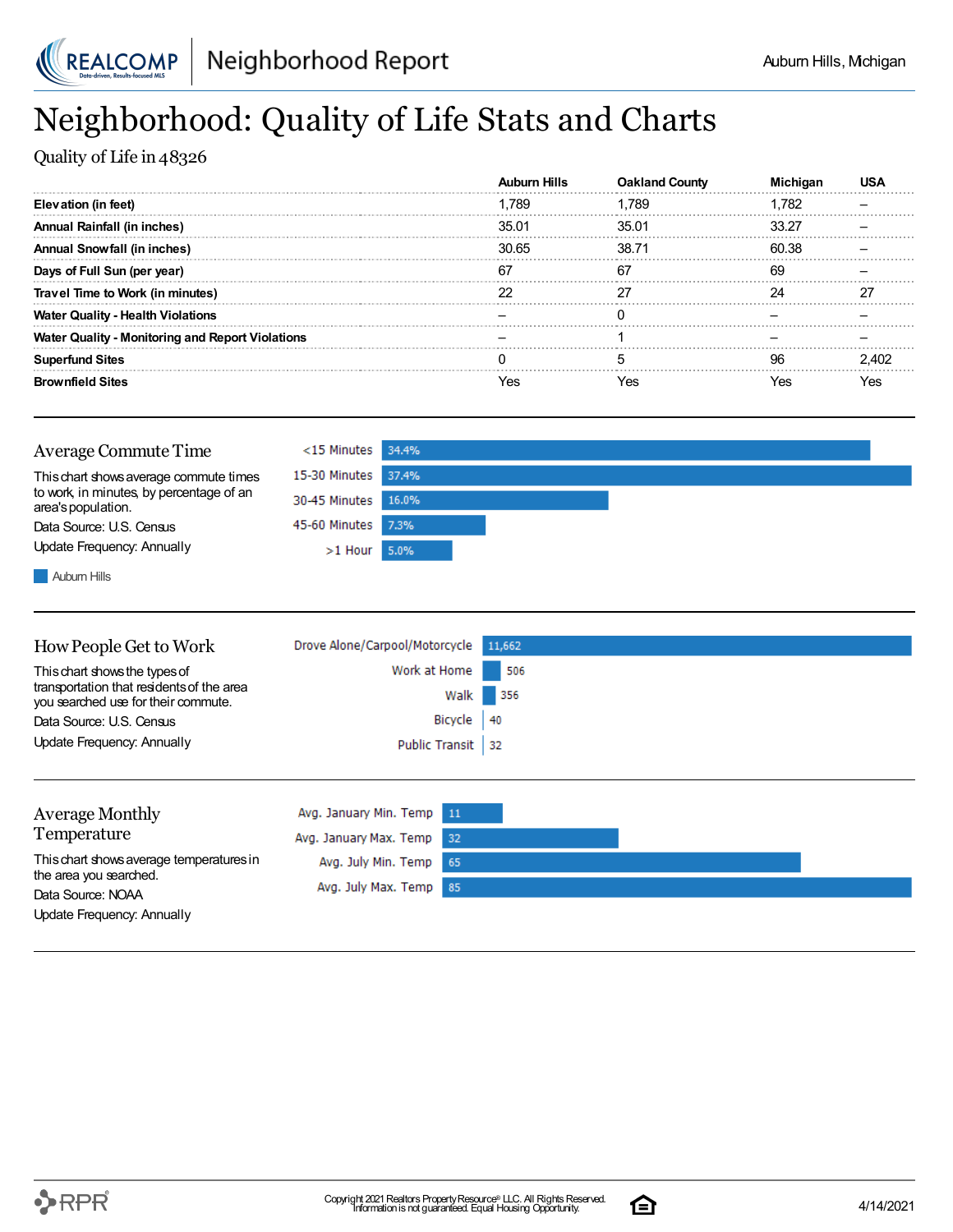# Neighborhood: Quality of Life Stats and Charts

Quality of Life in 48326

| | Auburn Hills | Oakland County | Michigan | USA |
|---|---|---|---|---|
| **Elevation (in feet)** | 1,789 | 1,789 | 1,782 | – |
| **Annual Rainfall (in inches)** | 35.01 | 35.01 | 33.27 | – |
| **Annual Snowfall (in inches)** | 30.65 | 38.71 | 60.38 | – |
| **Days of Full Sun (per year)** | 67 | 67 | 69 | – |
| **Travel Time to Work (in minutes)** | 22 | 27 | 24 | 27 |
| **Water Quality - Health Violations** | – | 0 | – | – |
| **Water Quality - Monitoring and Report Violations** | – | 1 | – | – |
| **Superfund Sites** | 0 | 5 | 96 | 2,402 |
| **Brownfield Sites** | Yes | Yes | Yes | Yes |

## Average Commute Time

This chart shows average commute times to work, in minutes, by percentage of an area's population.

Data Source: U.S. Census

Update Frequency: Annually

| | Auburn Hills |
|---|---|
| <15 Minutes | 34.4% |
| 15-30 Minutes | 37.4% |
| 30-45 Minutes | 16.0% |
| 45-60 Minutes | 7.3% |
| >1 Hour | 5.0% |

## How People Get to Work

This chart shows the types of transportation that residents of the area you searched use for their commute.

Data Source: U.S. Census

Update Frequency: Annually

| | |
|---|---|
| Drove Alone/Carpool/Motorcycle | 11,662 |
| Work at Home | 506 |
| Walk | 356 |
| Bicycle | 40 |
| Public Transit | 32 |

## Average Monthly Temperature

This chart shows average temperatures in the area you searched.

Data Source: NOAA

Update Frequency: Annually

| | |
|---|---|
| Avg. January Min. Temp | 11 |
| Avg. January Max. Temp | 32 |
| Avg. July Min. Temp | 65 |
| Avg. July Max. Temp | 85 |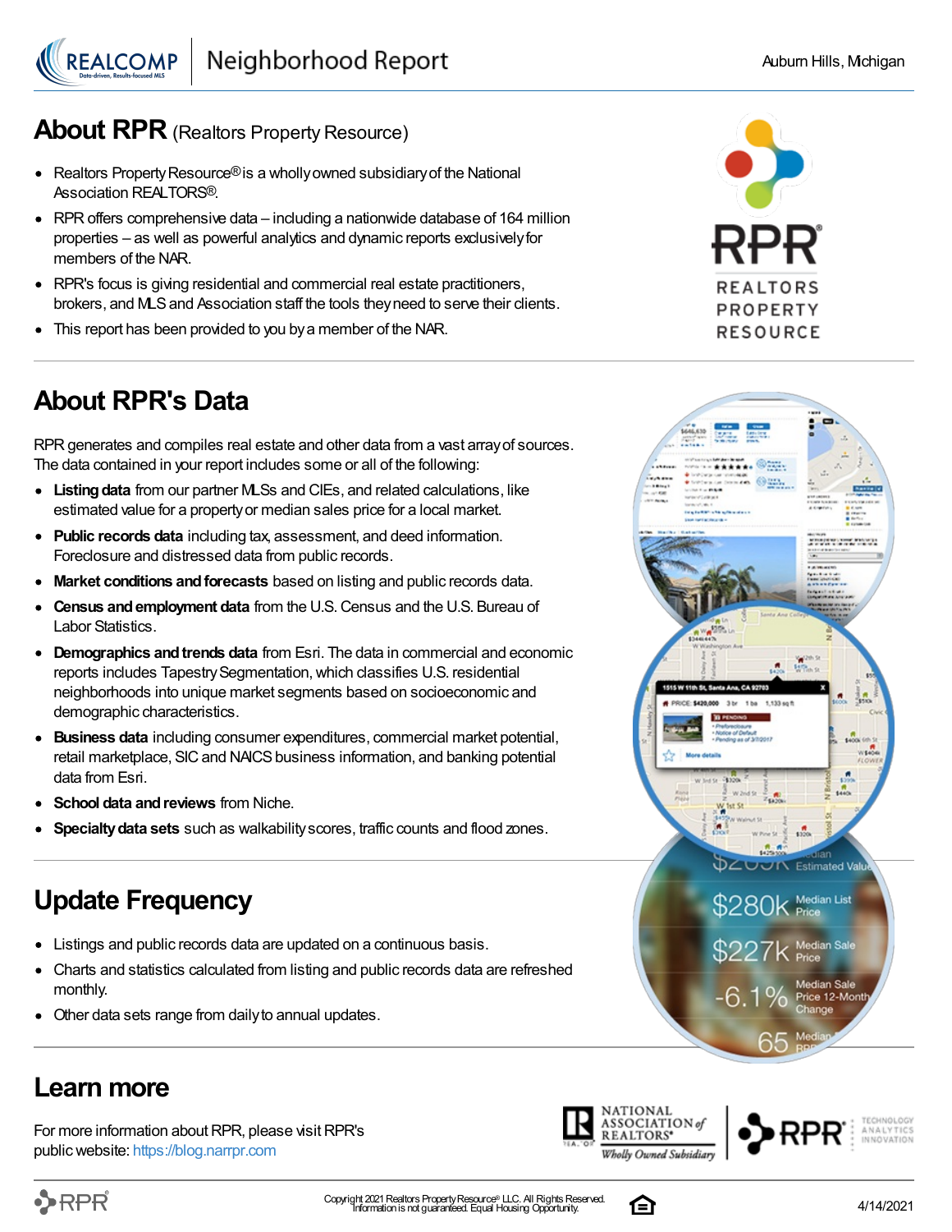# About RPR (Realtors Property Resource)

- Realtors Property Resource® is a wholly owned subsidiary of the National Association REALTORS®.
- RPR offers comprehensive data – including a nationwide database of 164 million properties – as well as powerful analytics and dynamic reports exclusively for members of the NAR.
- RPR's focus is giving residential and commercial real estate practitioners, brokers, and MLS and Association staff the tools they need to serve their clients.
- This report has been provided to you by a member of the NAR.

# About RPR's Data

RPR generates and compiles real estate and other data from a vast array of sources. The data contained in your report includes some or all of the following:

- **Listing data** from our partner MLSs and CIEs, and related calculations, like estimated value for a property or median sales price for a local market.
- **Public records data** including tax, assessment, and deed information. Foreclosure and distressed data from public records.
- **Market conditions and forecasts** based on listing and public records data.
- **Census and employment data** from the U.S. Census and the U.S. Bureau of Labor Statistics.
- **Demographics and trends data** from Esri. The data in commercial and economic reports includes Tapestry Segmentation, which classifies U.S. residential neighborhoods into unique market segments based on socioeconomic and demographic characteristics.
- **Business data** including consumer expenditures, commercial market potential, retail marketplace, SIC and NAICS business information, and banking potential data from Esri.
- **School data and reviews** from Niche.
- **Specialty data sets** such as walkability scores, traffic counts and flood zones.

# Update Frequency

- Listings and public records data are updated on a continuous basis.
- Charts and statistics calculated from listing and public records data are refreshed monthly.
- Other data sets range from daily to annual updates.

# Learn more

For more information about RPR, please visit RPR's public website: https://blog.narrpr.com